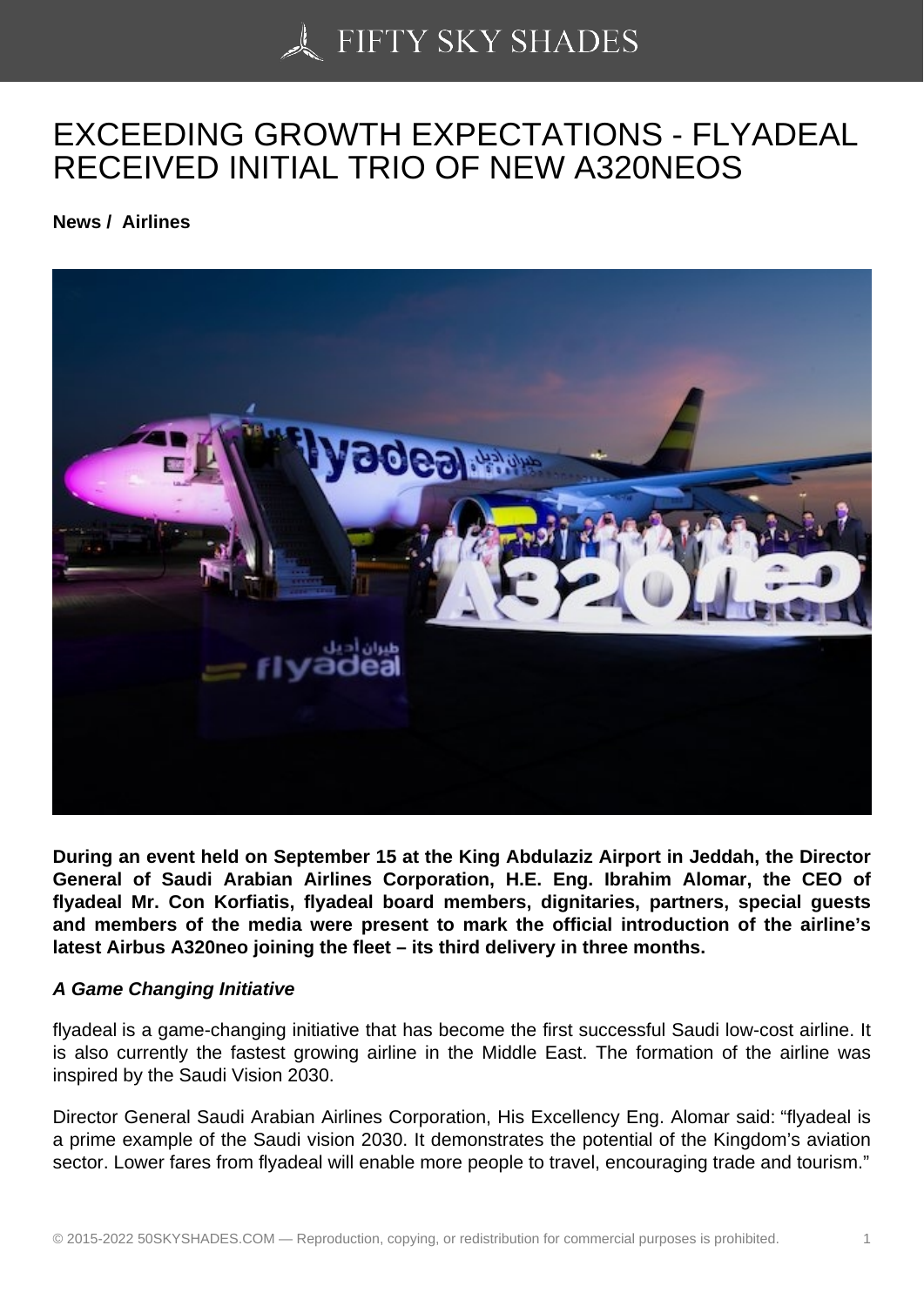# EXCEEDING GROWTH EXPECTATIONS - FLYADEAL RECEIVED INITIAL TRIO OF NEW A320NEOS

**News / Airlines**

**During an event held on September 15 at the King Abdulaziz Airport in Jeddah, the Director General of Saudi Arabian Airlines Corporation, H.E. Eng. Ibrahim Alomar, the CEO of flyadeal Mr. Con Korfiatis, flyadeal board members, dignitaries, partners, special guests and members of the media were present to mark the official introduction of the airline's latest Airbus A320neo joining the fleet – its third delivery in three months.**

***A Game Changing Initiative***

flyadeal is a game-changing initiative that has become the first successful Saudi low-cost airline. It is also currently the fastest growing airline in the Middle East. The formation of the airline was inspired by the Saudi Vision 2030.

Director General Saudi Arabian Airlines Corporation, His Excellency Eng. Alomar said: "flyadeal is a prime example of the Saudi vision 2030. It demonstrates the potential of the Kingdom's aviation sector. Lower fares from flyadeal will enable more people to travel, encouraging trade and tourism."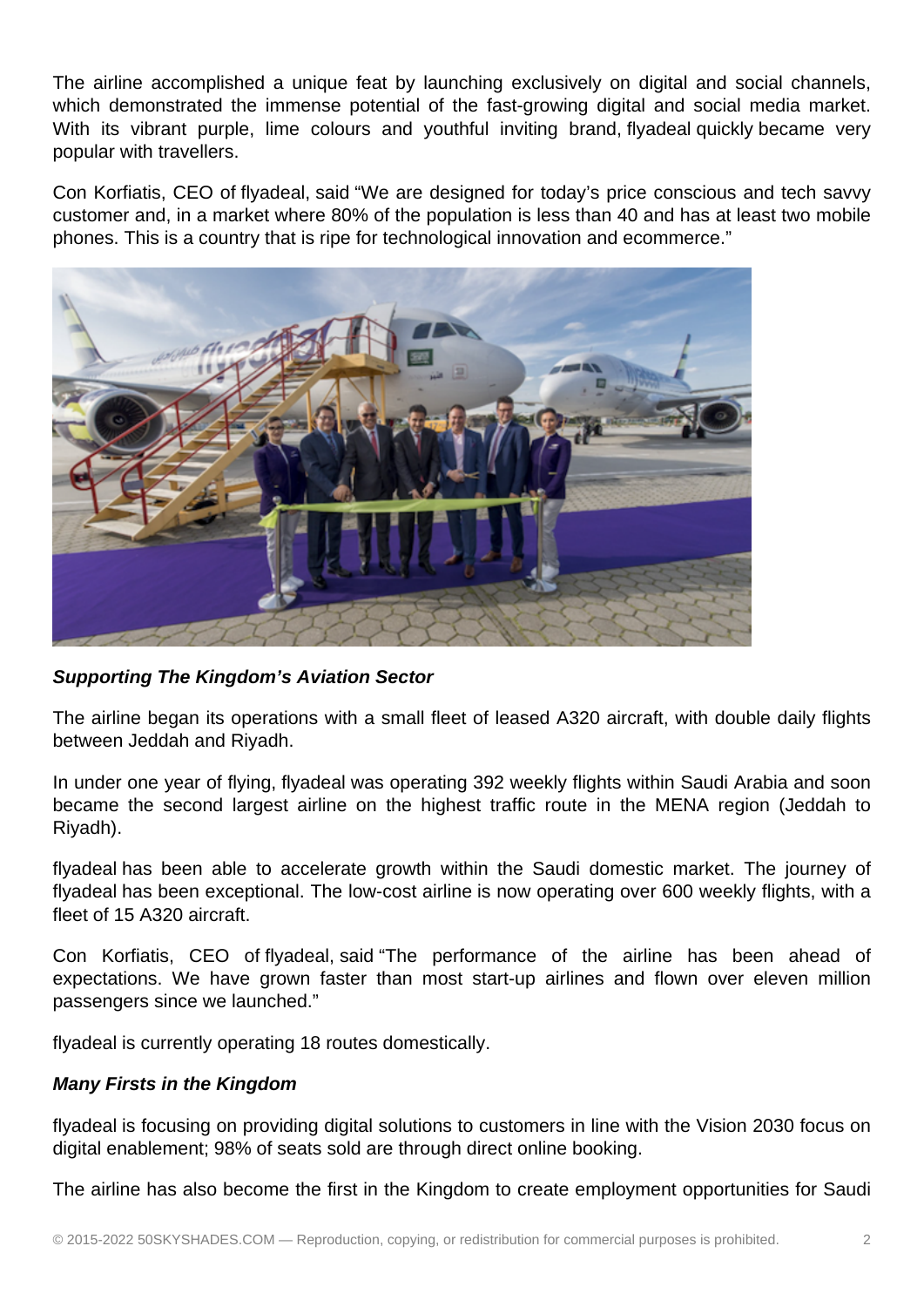The airline accomplished a unique feat by launching exclusively on digital and social channels, which demonstrated the immense potential of the fast-growing digital and social media market. With its vibrant purple, lime colours and youthful inviting brand, flyadeal quickly became very popular with travellers.

Con Korfiatis, CEO of flyadeal, said "We are designed for today's price conscious and tech savvy customer and, in a market where 80% of the population is less than 40 and has at least two mobile phones. This is a country that is ripe for technological innovation and ecommerce."

***Supporting The Kingdom's Aviation Sector***

The airline began its operations with a small fleet of leased A320 aircraft, with double daily flights between Jeddah and Riyadh.

In under one year of flying, flyadeal was operating 392 weekly flights within Saudi Arabia and soon became the second largest airline on the highest traffic route in the MENA region (Jeddah to Riyadh).

flyadeal has been able to accelerate growth within the Saudi domestic market. The journey of flyadeal has been exceptional. The low-cost airline is now operating over 600 weekly flights, with a fleet of 15 A320 aircraft.

Con Korfiatis, CEO of flyadeal, said "The performance of the airline has been ahead of expectations. We have grown faster than most start-up airlines and flown over eleven million passengers since we launched."

flyadeal is currently operating 18 routes domestically.

***Many Firsts in the Kingdom***

flyadeal is focusing on providing digital solutions to customers in line with the Vision 2030 focus on digital enablement; 98% of seats sold are through direct online booking.

The airline has also become the first in the Kingdom to create employment opportunities for Saudi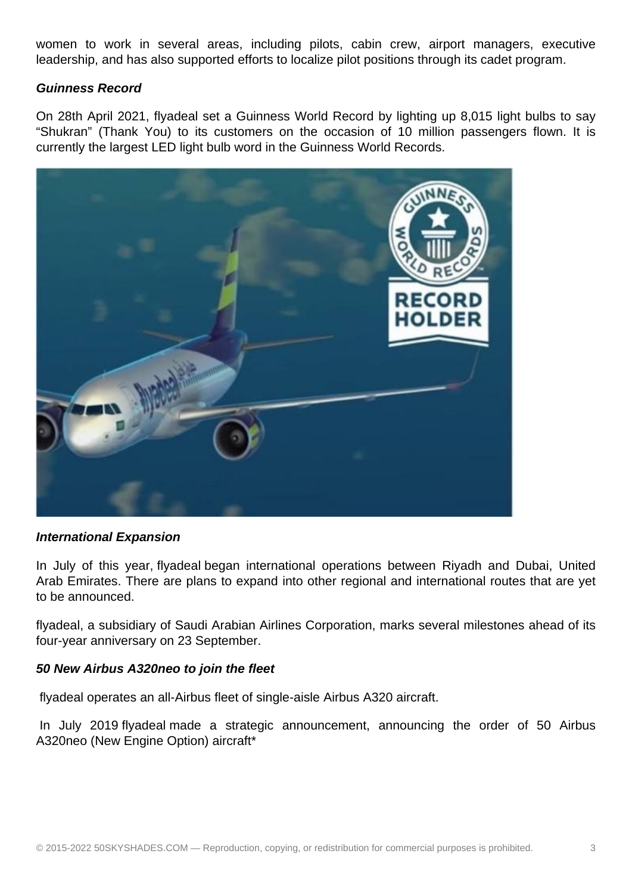women to work in several areas, including pilots, cabin crew, airport managers, executive leadership, and has also supported efforts to localize pilot positions through its cadet program.

***Guinness Record***

On 28th April 2021, flyadeal set a Guinness World Record by lighting up 8,015 light bulbs to say "Shukran" (Thank You) to its customers on the occasion of 10 million passengers flown. It is currently the largest LED light bulb word in the Guinness World Records.

***International Expansion***

In July of this year, flyadeal began international operations between Riyadh and Dubai, United Arab Emirates. There are plans to expand into other regional and international routes that are yet to be announced.

flyadeal, a subsidiary of Saudi Arabian Airlines Corporation, marks several milestones ahead of its four-year anniversary on 23 September.

***50 New Airbus A320neo to join the fleet***

flyadeal operates an all-Airbus fleet of single-aisle Airbus A320 aircraft.

In July 2019 flyadeal made a strategic announcement, announcing the order of 50 Airbus A320neo (New Engine Option) aircraft*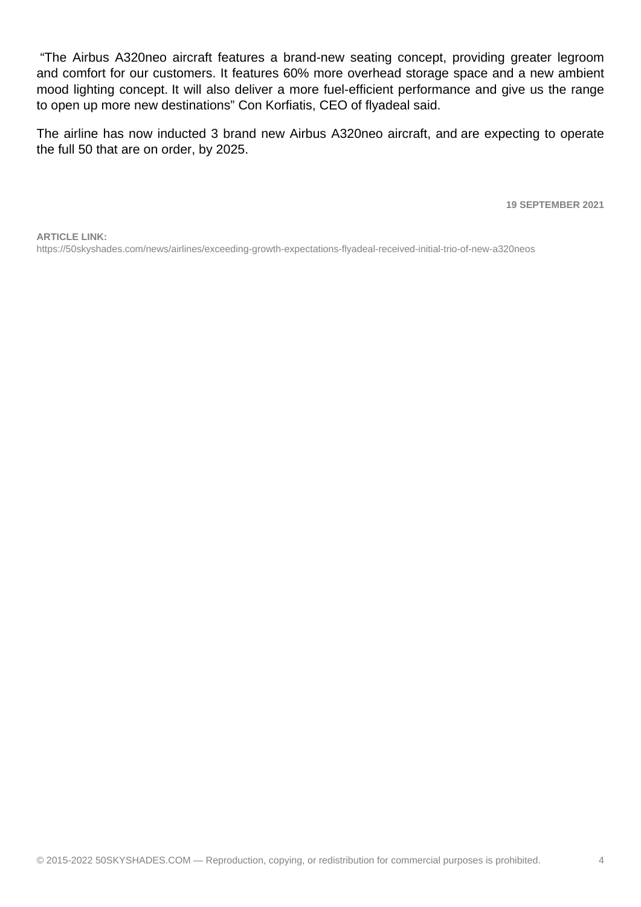"The Airbus A320neo aircraft features a brand-new seating concept, providing greater legroom and comfort for our customers. It features 60% more overhead storage space and a new ambient mood lighting concept. It will also deliver a more fuel-efficient performance and give us the range to open up more new destinations" Con Korfiatis, CEO of flyadeal said.

The airline has now inducted 3 brand new Airbus A320neo aircraft, and are expecting to operate the full 50 that are on order, by 2025.

**19 SEPTEMBER 2021**

**ARTICLE LINK:**
https://50skyshades.com/news/airlines/exceeding-growth-expectations-flyadeal-received-initial-trio-of-new-a320neos